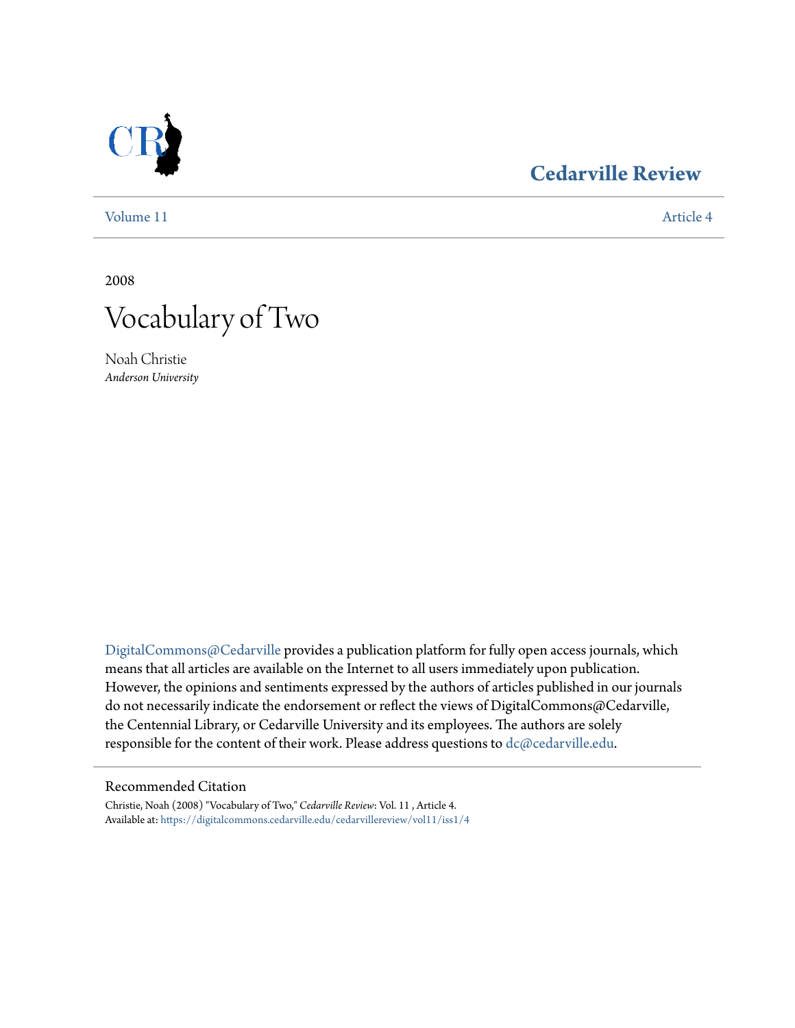Cedarville Review

Volume 11 | Article 4

2008

# Vocabulary of Two

Noah Christie
*Anderson University*

DigitalCommons@Cedarville provides a publication platform for fully open access journals, which means that all articles are available on the Internet to all users immediately upon publication. However, the opinions and sentiments expressed by the authors of articles published in our journals do not necessarily indicate the endorsement or reflect the views of DigitalCommons@Cedarville, the Centennial Library, or Cedarville University and its employees. The authors are solely responsible for the content of their work. Please address questions to dc@cedarville.edu.

## Recommended Citation

Christie, Noah (2008) "Vocabulary of Two," *Cedarville Review*: Vol. 11 , Article 4.
Available at: https://digitalcommons.cedarville.edu/cedarvillereview/vol11/iss1/4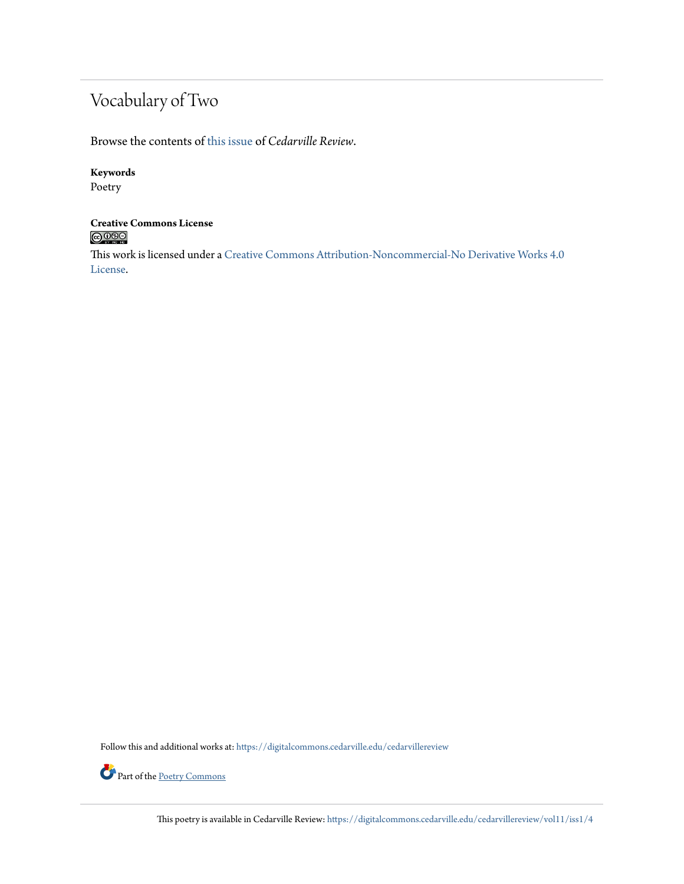# Vocabulary of Two

Browse the contents of this issue of *Cedarville Review*.

**Keywords**
Poetry

**Creative Commons License**

This work is licensed under a Creative Commons Attribution-Noncommercial-No Derivative Works 4.0 License.

Follow this and additional works at: https://digitalcommons.cedarville.edu/cedarvillereview

Part of the Poetry Commons

This poetry is available in Cedarville Review: https://digitalcommons.cedarville.edu/cedarvillereview/vol11/iss1/4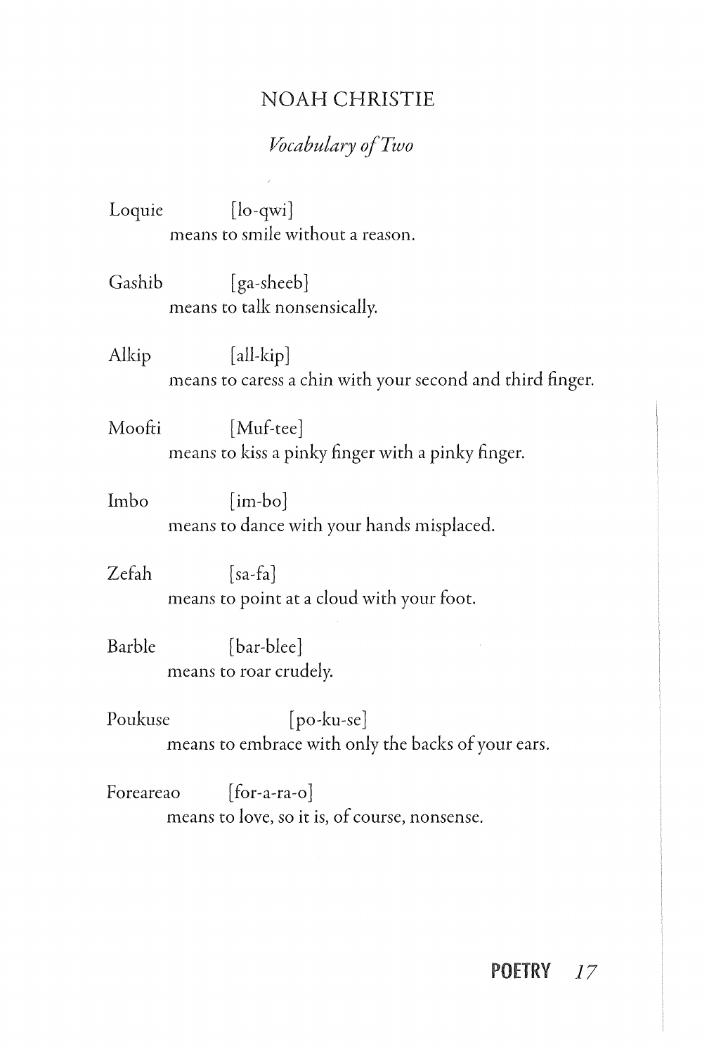## NOAH CHRISTIE

### *Vocabulary of Two*

Loquie [lo-qwi]
means to smile without a reason.

Gashib [ga-sheeb]
means to talk nonsensically.

Alkip [all-kip]
means to caress a chin with your second and third finger.

Moofti [Muf-tee]
means to kiss a pinky finger with a pinky finger.

Imbo [im-bo]
means to dance with your hands misplaced.

Zefah [sa-fa]
means to point at a cloud with your foot.

Barble [bar-blee]
means to roar crudely.

Poukuse [po-ku-se]
means to embrace with only the backs of your ears.

Foreareao [for-a-ra-o]
means to love, so it is, of course, nonsense.